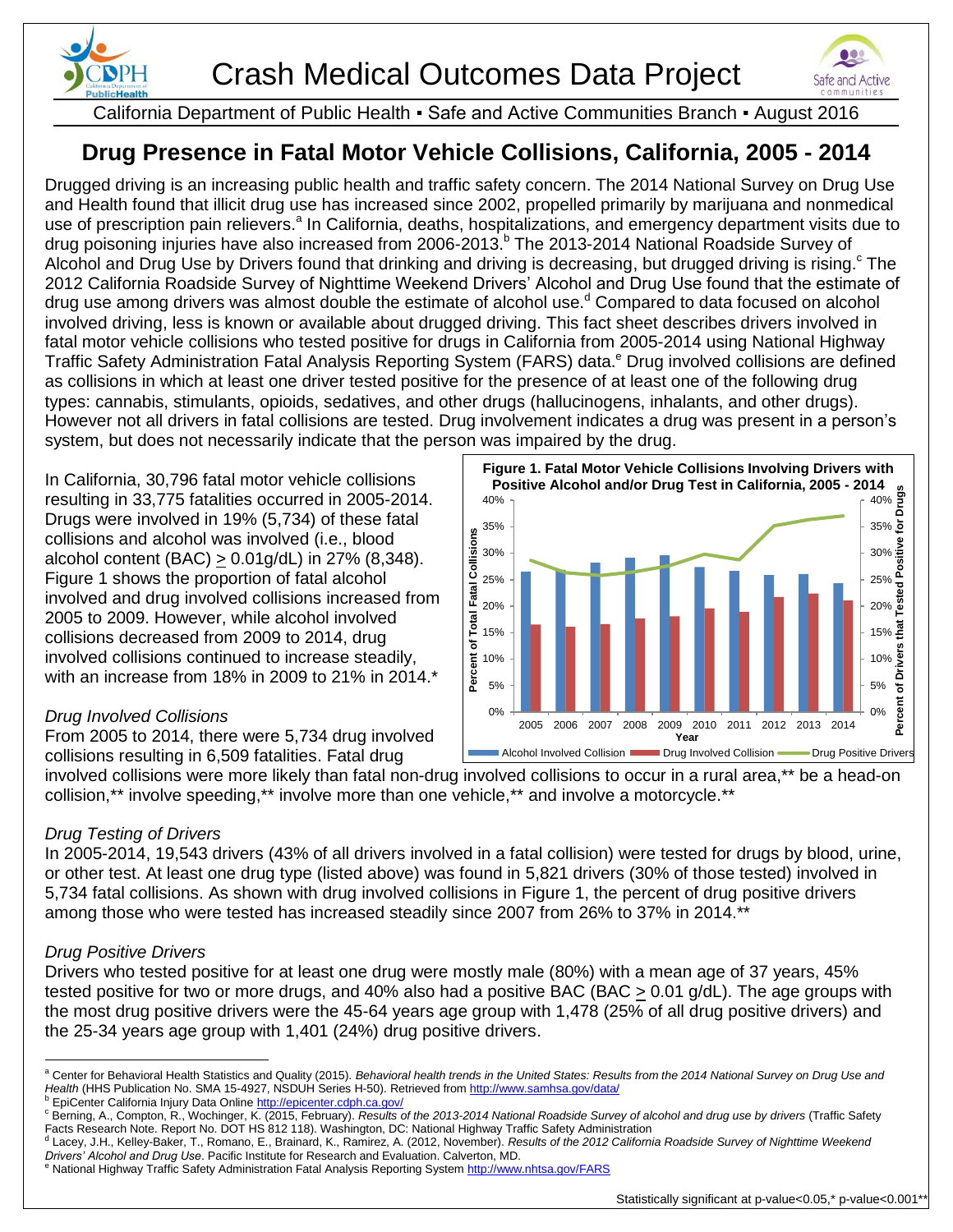# Crash Medical Outcomes Data Project

California Department of Public Health ▪ Safe and Active Communities Branch ▪ August 2016

## Drug Presence in Fatal Motor Vehicle Collisions, California, 2005 - 2014

Drugged driving is an increasing public health and traffic safety concern. The 2014 National Survey on Drug Use and Health found that illicit drug use has increased since 2002, propelled primarily by marijuana and nonmedical use of prescription pain relievers.[a] In California, deaths, hospitalizations, and emergency department visits due to drug poisoning injuries have also increased from 2006-2013.[b] The 2013-2014 National Roadside Survey of Alcohol and Drug Use by Drivers found that drinking and driving is decreasing, but drugged driving is rising.[c] The 2012 California Roadside Survey of Nighttime Weekend Drivers' Alcohol and Drug Use found that the estimate of drug use among drivers was almost double the estimate of alcohol use.[d] Compared to data focused on alcohol involved driving, less is known or available about drugged driving. This fact sheet describes drivers involved in fatal motor vehicle collisions who tested positive for drugs in California from 2005-2014 using National Highway Traffic Safety Administration Fatal Analysis Reporting System (FARS) data.[e] Drug involved collisions are defined as collisions in which at least one driver tested positive for the presence of at least one of the following drug types: cannabis, stimulants, opioids, sedatives, and other drugs (hallucinogens, inhalants, and other drugs). However not all drivers in fatal collisions are tested. Drug involvement indicates a drug was present in a person's system, but does not necessarily indicate that the person was impaired by the drug.

In California, 30,796 fatal motor vehicle collisions resulting in 33,775 fatalities occurred in 2005-2014. Drugs were involved in 19% (5,734) of these fatal collisions and alcohol was involved (i.e., blood alcohol content (BAC) ≥ 0.01g/dL) in 27% (8,348). Figure 1 shows the proportion of fatal alcohol involved and drug involved collisions increased from 2005 to 2009. However, while alcohol involved collisions decreased from 2009 to 2014, drug involved collisions continued to increase steadily, with an increase from 18% in 2009 to 21% in 2014.*

**Figure 1. Fatal Motor Vehicle Collisions Involving Drivers with Positive Alcohol and/or Drug Test in California, 2005 - 2014**

*Drug Involved Collisions*

From 2005 to 2014, there were 5,734 drug involved collisions resulting in 6,509 fatalities. Fatal drug involved collisions were more likely than fatal non-drug involved collisions to occur in a rural area,** be a head-on collision,** involve speeding,** involve more than one vehicle,** and involve a motorcycle.**

*Drug Testing of Drivers*

In 2005-2014, 19,543 drivers (43% of all drivers involved in a fatal collision) were tested for drugs by blood, urine, or other test. At least one drug type (listed above) was found in 5,821 drivers (30% of those tested) involved in 5,734 fatal collisions. As shown with drug involved collisions in Figure 1, the percent of drug positive drivers among those who were tested has increased steadily since 2007 from 26% to 37% in 2014.**

*Drug Positive Drivers*

Drivers who tested positive for at least one drug were mostly male (80%) with a mean age of 37 years, 45% tested positive for two or more drugs, and 40% also had a positive BAC (BAC ≥ 0.01 g/dL). The age groups with the most drug positive drivers were the 45-64 years age group with 1,478 (25% of all drug positive drivers) and the 25-34 years age group with 1,401 (24%) drug positive drivers.

---

[a] Center for Behavioral Health Statistics and Quality (2015). *Behavioral health trends in the United States: Results from the 2014 National Survey on Drug Use and Health* (HHS Publication No. SMA 15-4927, NSDUH Series H-50). Retrieved from http://www.samhsa.gov/data/

[b] EpiCenter California Injury Data Online http://epicenter.cdph.ca.gov/

[c] Berning, A., Compton, R., Wochinger, K. (2015, February). *Results of the 2013-2014 National Roadside Survey of alcohol and drug use by drivers* (Traffic Safety Facts Research Note. Report No. DOT HS 812 118). Washington, DC: National Highway Traffic Safety Administration

[d] Lacey, J.H., Kelley-Baker, T., Romano, E., Brainard, K., Ramirez, A. (2012, November). *Results of the 2012 California Roadside Survey of Nighttime Weekend Drivers' Alcohol and Drug Use*. Pacific Institute for Research and Evaluation. Calverton, MD.

[e] National Highway Traffic Safety Administration Fatal Analysis Reporting System http://www.nhtsa.gov/FARS

Statistically significant at p-value<0.05,* p-value<0.001**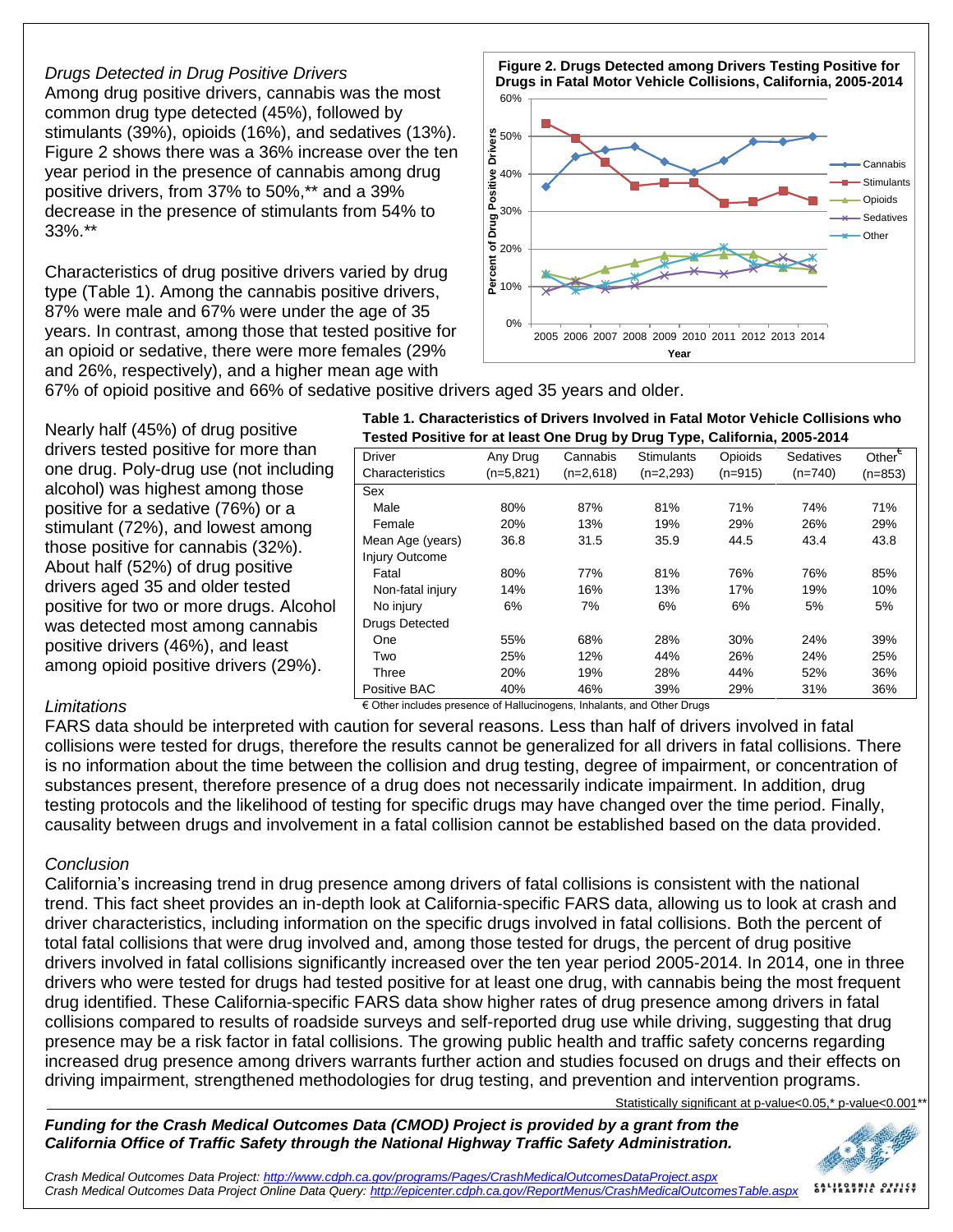### *Drugs Detected in Drug Positive Drivers*

Among drug positive drivers, cannabis was the most common drug type detected (45%), followed by stimulants (39%), opioids (16%), and sedatives (13%). Figure 2 shows there was a 36% increase over the ten year period in the presence of cannabis among drug positive drivers, from 37% to 50%,** and a 39% decrease in the presence of stimulants from 54% to 33%.**

**Figure 2. Drugs Detected among Drivers Testing Positive for Drugs in Fatal Motor Vehicle Collisions, California, 2005-2014**

Percent of Drug Positive Drivers

60%
50%
40%
30%
20%
10%
0%

2005 2006 2007 2008 2009 2010 2011 2012 2013 2014

Year

Cannabis
Stimulants
Opioids
Sedatives
Other

Characteristics of drug positive drivers varied by drug type (Table 1). Among the cannabis positive drivers, 87% were male and 67% were under the age of 35 years. In contrast, among those that tested positive for an opioid or sedative, there were more females (29% and 26%, respectively), and a higher mean age with 67% of opioid positive and 66% of sedative positive drivers aged 35 years and older.

Nearly half (45%) of drug positive drivers tested positive for more than one drug. Poly-drug use (not including alcohol) was highest among those positive for a sedative (76%) or a stimulant (72%), and lowest among those positive for cannabis (32%). About half (52%) of drug positive drivers aged 35 and older tested positive for two or more drugs. Alcohol was detected most among cannabis positive drivers (46%), and least among opioid positive drivers (29%).

**Table 1. Characteristics of Drivers Involved in Fatal Motor Vehicle Collisions who Tested Positive for at least One Drug by Drug Type, California, 2005-2014**

| Driver Characteristics | Any Drug (n=5,821) | Cannabis (n=2,618) | Stimulants (n=2,293) | Opioids (n=915) | Sedatives (n=740) | Other€ (n=853) |
|---|---|---|---|---|---|---|
| Sex | | | | | | |
| Male | 80% | 87% | 81% | 71% | 74% | 71% |
| Female | 20% | 13% | 19% | 29% | 26% | 29% |
| Mean Age (years) | 36.8 | 31.5 | 35.9 | 44.5 | 43.4 | 43.8 |
| Injury Outcome | | | | | | |
| Fatal | 80% | 77% | 81% | 76% | 76% | 85% |
| Non-fatal injury | 14% | 16% | 13% | 17% | 19% | 10% |
| No injury | 6% | 7% | 6% | 6% | 5% | 5% |
| Drugs Detected | | | | | | |
| One | 55% | 68% | 28% | 30% | 24% | 39% |
| Two | 25% | 12% | 44% | 26% | 24% | 25% |
| Three | 20% | 19% | 28% | 44% | 52% | 36% |
| Positive BAC | 40% | 46% | 39% | 29% | 31% | 36% |

€ Other includes presence of Hallucinogens, Inhalants, and Other Drugs

### *Limitations*

FARS data should be interpreted with caution for several reasons. Less than half of drivers involved in fatal collisions were tested for drugs, therefore the results cannot be generalized for all drivers in fatal collisions. There is no information about the time between the collision and drug testing, degree of impairment, or concentration of substances present, therefore presence of a drug does not necessarily indicate impairment. In addition, drug testing protocols and the likelihood of testing for specific drugs may have changed over the time period. Finally, causality between drugs and involvement in a fatal collision cannot be established based on the data provided.

### *Conclusion*

California's increasing trend in drug presence among drivers of fatal collisions is consistent with the national trend. This fact sheet provides an in-depth look at California-specific FARS data, allowing us to look at crash and driver characteristics, including information on the specific drugs involved in fatal collisions. Both the percent of total fatal collisions that were drug involved and, among those tested for drugs, the percent of drug positive drivers involved in fatal collisions significantly increased over the ten year period 2005-2014. In 2014, one in three drivers who were tested for drugs had tested positive for at least one drug, with cannabis being the most frequent drug identified. These California-specific FARS data show higher rates of drug presence among drivers in fatal collisions compared to results of roadside surveys and self-reported drug use while driving, suggesting that drug presence may be a risk factor in fatal collisions. The growing public health and traffic safety concerns regarding increased drug presence among drivers warrants further action and studies focused on drugs and their effects on driving impairment, strengthened methodologies for drug testing, and prevention and intervention programs.

Statistically significant at p-value<0.05,* p-value<0.001**

***Funding for the Crash Medical Outcomes Data (CMOD) Project is provided by a grant from the California Office of Traffic Safety through the National Highway Traffic Safety Administration.***

*Crash Medical Outcomes Data Project: http://www.cdph.ca.gov/programs/Pages/CrashMedicalOutcomesDataProject.aspx*
*Crash Medical Outcomes Data Project Online Data Query: http://epicenter.cdph.ca.gov/ReportMenus/CrashMedicalOutcomesTable.aspx*